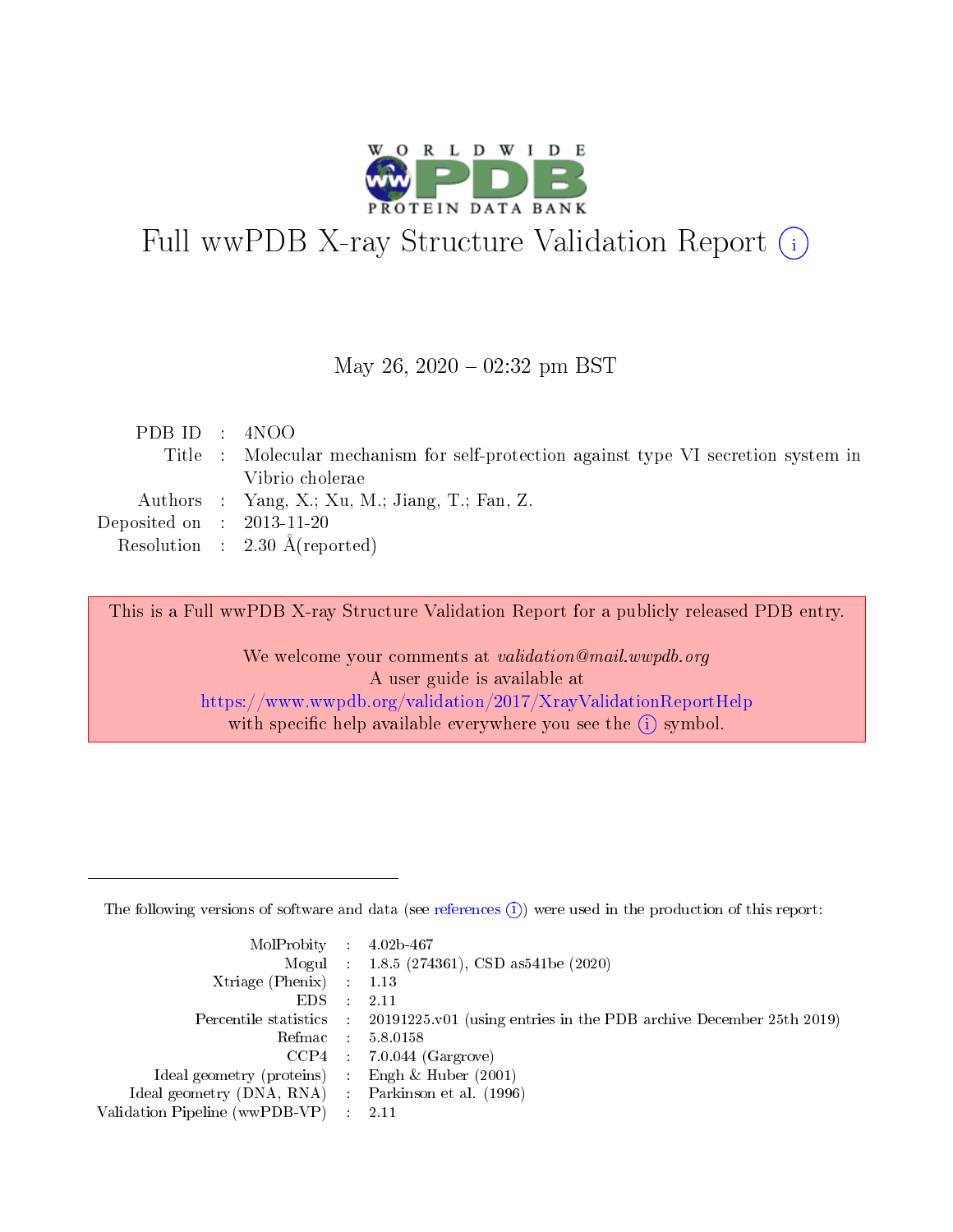# Full wwPDB X-ray Structure Validation Report (i)

May 26, 2020 – 02:32 pm BST

| | | |
|---|---|---|
| PDB ID | : | 4NOO |
| Title | : | Molecular mechanism for self-protection against type VI secretion system in Vibrio cholerae |
| Authors | : | Yang, X.; Xu, M.; Jiang, T.; Fan, Z. |
| Deposited on | : | 2013-11-20 |
| Resolution | : | 2.30 Å(reported) |

This is a Full wwPDB X-ray Structure Validation Report for a publicly released PDB entry.

We welcome your comments at *validation@mail.wwpdb.org*
A user guide is available at
https://www.wwpdb.org/validation/2017/XrayValidationReportHelp
with specific help available everywhere you see the (i) symbol.

---

The following versions of software and data (see references (i)) were used in the production of this report:

| | | |
|---|---|---|
| MolProbity | : | 4.02b-467 |
| Mogul | : | 1.8.5 (274361), CSD as541be (2020) |
| Xtriage (Phenix) | : | 1.13 |
| EDS | : | 2.11 |
| Percentile statistics | : | 20191225.v01 (using entries in the PDB archive December 25th 2019) |
| Refmac | : | 5.8.0158 |
| CCP4 | : | 7.0.044 (Gargrove) |
| Ideal geometry (proteins) | : | Engh & Huber (2001) |
| Ideal geometry (DNA, RNA) | : | Parkinson et al. (1996) |
| Validation Pipeline (wwPDB-VP) | : | 2.11 |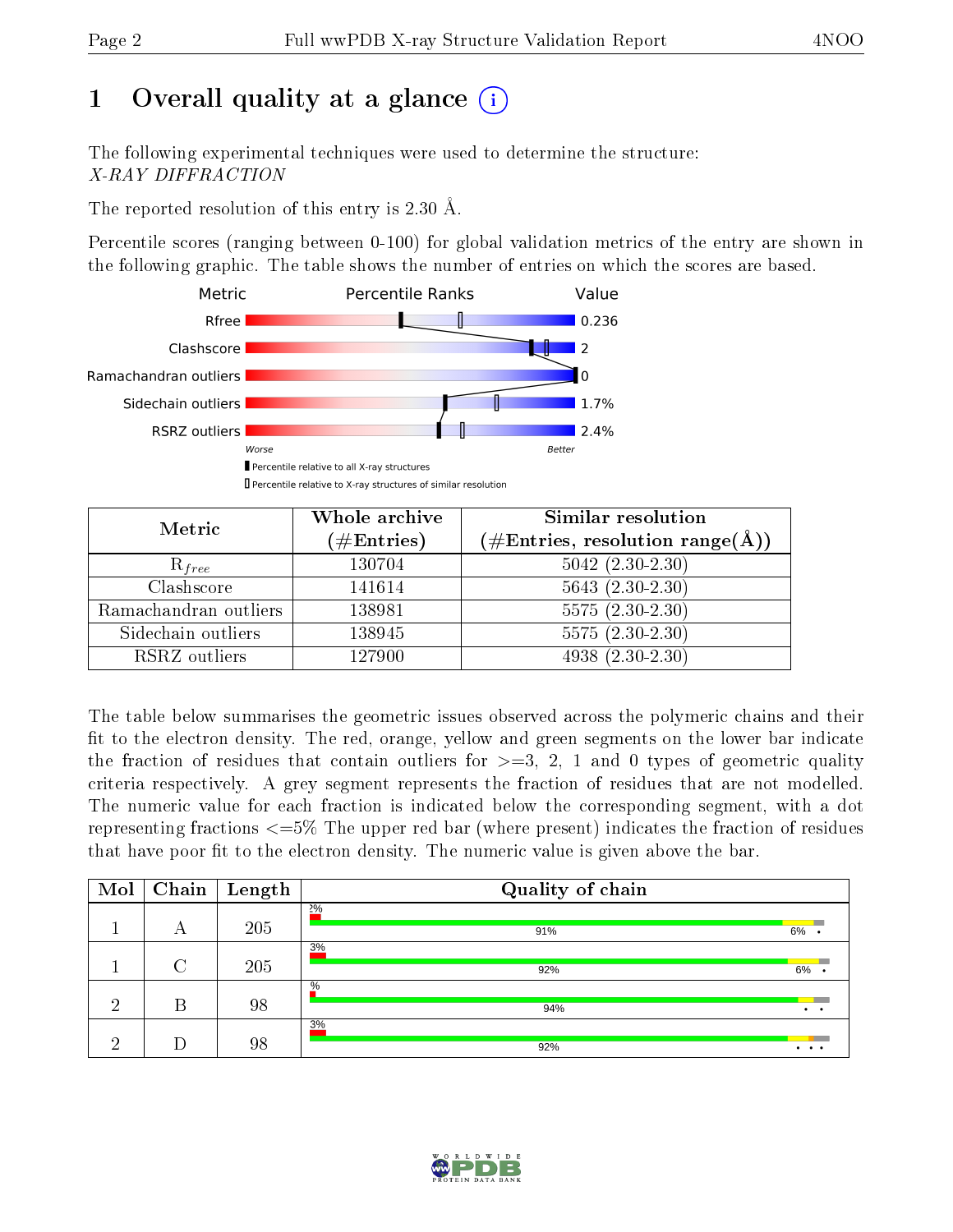# 1 Overall quality at a glance

The following experimental techniques were used to determine the structure:
*X-RAY DIFFRACTION*

The reported resolution of this entry is 2.30 Å.

Percentile scores (ranging between 0-100) for global validation metrics of the entry are shown in the following graphic. The table shows the number of entries on which the scores are based.

| Metric | Value |
|---|---|
| Rfree | 0.236 |
| Clashscore | 2 |
| Ramachandran outliers | 0 |
| Sidechain outliers | 1.7% |
| RSRZ outliers | 2.4% |

| Metric | Whole archive (#Entries) | Similar resolution (#Entries, resolution range(Å)) |
|---|---|---|
| $R_{free}$ | 130704 | 5042 (2.30-2.30) |
| Clashscore | 141614 | 5643 (2.30-2.30) |
| Ramachandran outliers | 138981 | 5575 (2.30-2.30) |
| Sidechain outliers | 138945 | 5575 (2.30-2.30) |
| RSRZ outliers | 127900 | 4938 (2.30-2.30) |

The table below summarises the geometric issues observed across the polymeric chains and their fit to the electron density. The red, orange, yellow and green segments on the lower bar indicate the fraction of residues that contain outliers for >=3, 2, 1 and 0 types of geometric quality criteria respectively. A grey segment represents the fraction of residues that are not modelled. The numeric value for each fraction is indicated below the corresponding segment, with a dot representing fractions <=5% The upper red bar (where present) indicates the fraction of residues that have poor fit to the electron density. The numeric value is given above the bar.

| Mol | Chain | Length | Quality of chain |
|---|---|---|---|
| 1 | A | 205 | 2%; 91%, 6%, • |
| 1 | C | 205 | 3%; 92%, 6%, • |
| 2 | B | 98 | %; 94%, •, • |
| 2 | D | 98 | 3%; 92%, •, •, • |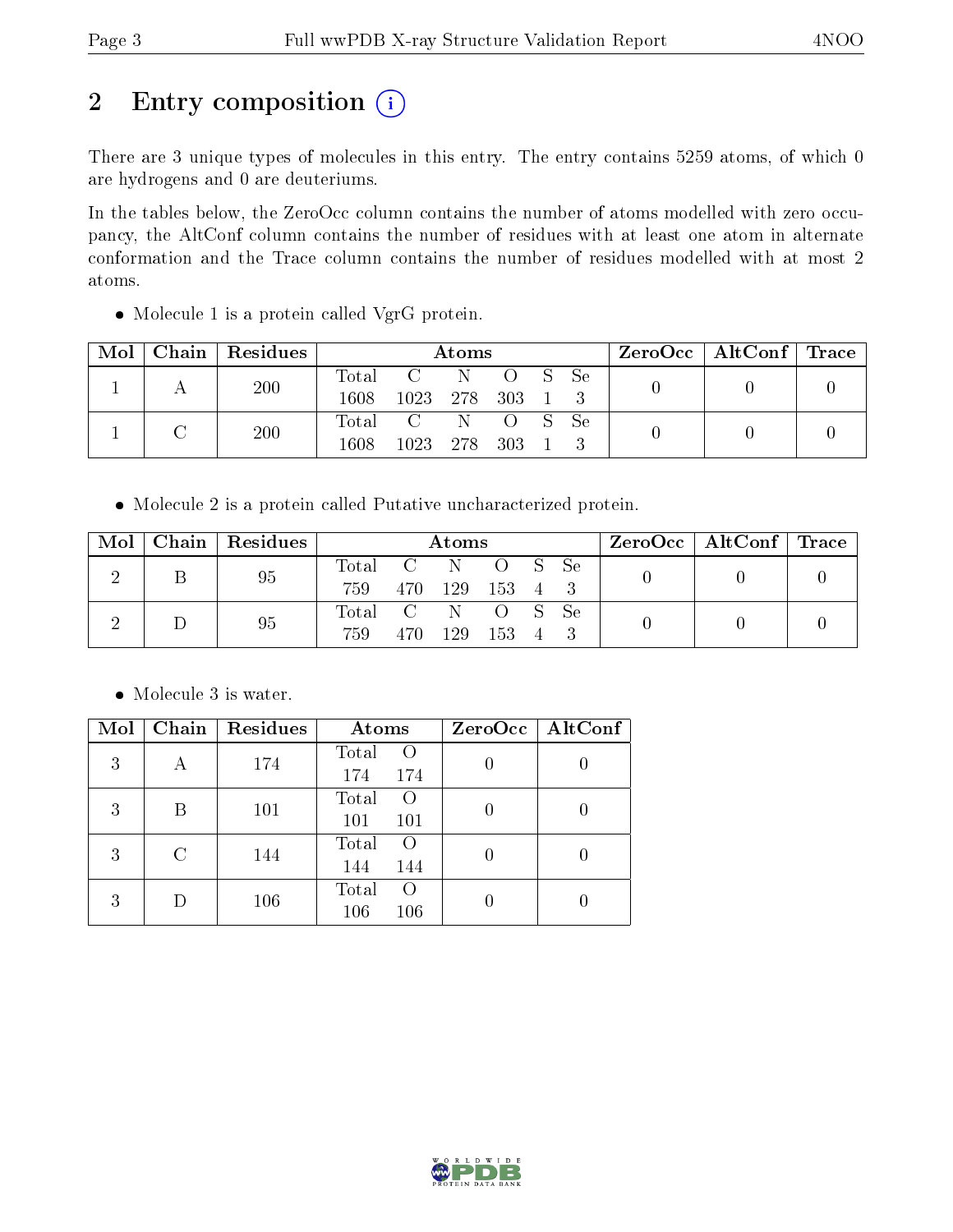# 2 Entry composition

There are 3 unique types of molecules in this entry. The entry contains 5259 atoms, of which 0 are hydrogens and 0 are deuteriums.

In the tables below, the ZeroOcc column contains the number of atoms modelled with zero occupancy, the AltConf column contains the number of residues with at least one atom in alternate conformation and the Trace column contains the number of residues modelled with at most 2 atoms.

- Molecule 1 is a protein called VgrG protein.

| Mol | Chain | Residues | Atoms | | | | | | ZeroOcc | AltConf | Trace |
|---|---|---|---|---|---|---|---|---|---|---|---|
| | | | Total | C | N | O | S | Se | | | |
| 1 | A | 200 | 1608 | 1023 | 278 | 303 | 1 | 3 | 0 | 0 | 0 |
| 1 | C | 200 | 1608 | 1023 | 278 | 303 | 1 | 3 | 0 | 0 | 0 |

- Molecule 2 is a protein called Putative uncharacterized protein.

| Mol | Chain | Residues | Atoms | | | | | | ZeroOcc | AltConf | Trace |
|---|---|---|---|---|---|---|---|---|---|---|---|
| | | | Total | C | N | O | S | Se | | | |
| 2 | B | 95 | 759 | 470 | 129 | 153 | 4 | 3 | 0 | 0 | 0 |
| 2 | D | 95 | 759 | 470 | 129 | 153 | 4 | 3 | 0 | 0 | 0 |

- Molecule 3 is water.

| Mol | Chain | Residues | Atoms | | ZeroOcc | AltConf |
|---|---|---|---|---|---|---|
| | | | Total | O | | |
| 3 | A | 174 | 174 | 174 | 0 | 0 |
| 3 | B | 101 | 101 | 101 | 0 | 0 |
| 3 | C | 144 | 144 | 144 | 0 | 0 |
| 3 | D | 106 | 106 | 106 | 0 | 0 |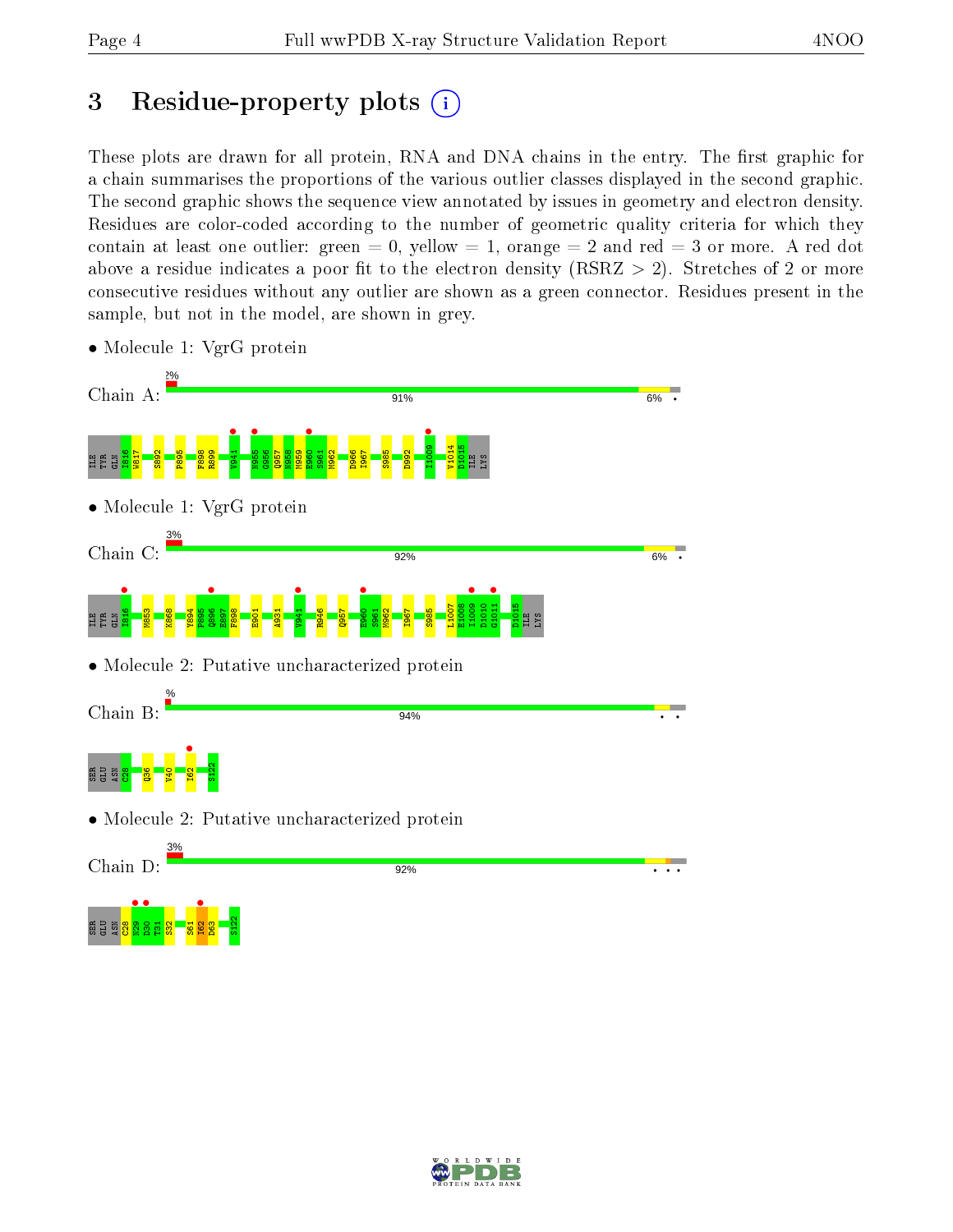# 3 Residue-property plots

These plots are drawn for all protein, RNA and DNA chains in the entry. The first graphic for a chain summarises the proportions of the various outlier classes displayed in the second graphic. The second graphic shows the sequence view annotated by issues in geometry and electron density. Residues are color-coded according to the number of geometric quality criteria for which they contain at least one outlier: green = 0, yellow = 1, orange = 2 and red = 3 or more. A red dot above a residue indicates a poor fit to the electron density (RSRZ > 2). Stretches of 2 or more consecutive residues without any outlier are shown as a green connector. Residues present in the sample, but not in the model, are shown in grey.

- Molecule 1: VgrG protein

Chain A: 2% | 91% | 6% | •

ILE TYR GLN I816 W817 S892 P895 F898 R899 V941 N955 G956 Q957 N958 N959 E960 S961 M962 D966 I967 S985 D992 I1009 V1014 D1015 ILE LYS

- Molecule 1: VgrG protein

Chain C: 3% | 92% | 6% | •

ILE TYR GLN I816 M853 K868 Y894 P895 Q896 E897 F898 E901 A931 V941 R946 Q957 E960 S961 M962 I967 S985 L1007 E1008 I1009 D1010 G1011 D1015 ILE LYS

- Molecule 2: Putative uncharacterized protein

Chain B: % | 94% | • •

SER GLU ASN C28 Q36 V40 I62 S122

- Molecule 2: Putative uncharacterized protein

Chain D: 3% | 92% | • • •

SER GLU ASN C28 N29 D30 T31 S32 S61 I62 D63 S122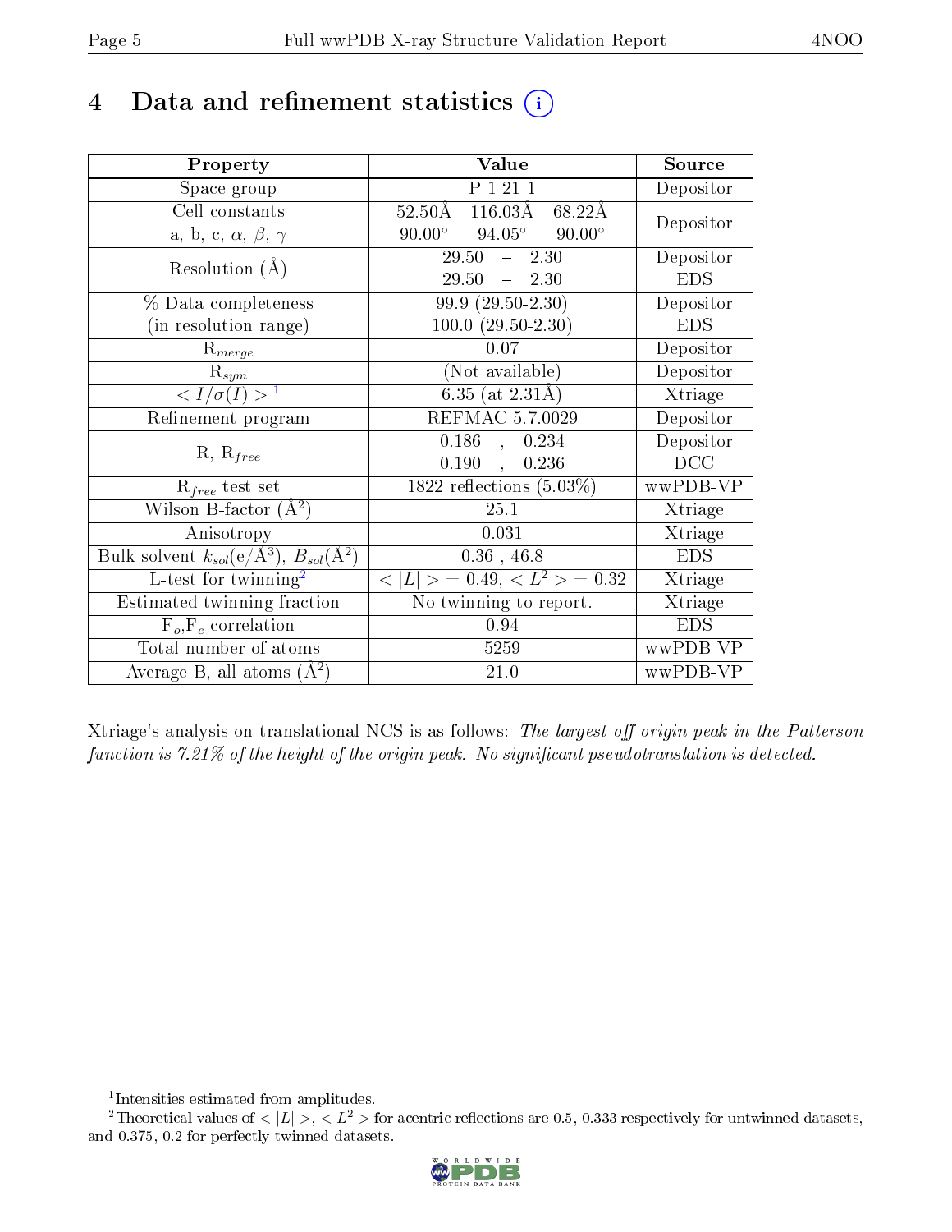# 4 Data and refinement statistics (i)

| Property | Value | Source |
|---|---|---|
| Space group | P 1 21 1 | Depositor |
| Cell constants<br>a, b, c, $\alpha$, $\beta$, $\gamma$ | 52.50Å 116.03Å 68.22Å<br>90.00° 94.05° 90.00° | Depositor |
| Resolution (Å) | 29.50 – 2.30<br>29.50 – 2.30 | Depositor<br>EDS |
| % Data completeness<br>(in resolution range) | 99.9 (29.50-2.30)<br>100.0 (29.50-2.30) | Depositor<br>EDS |
| $R_{merge}$ | 0.07 | Depositor |
| $R_{sym}$ | (Not available) | Depositor |
| $< I/\sigma(I) >$ [1] | 6.35 (at 2.31Å) | Xtriage |
| Refinement program | REFMAC 5.7.0029 | Depositor |
| R, $R_{free}$ | 0.186 , 0.234<br>0.190 , 0.236 | Depositor<br>DCC |
| $R_{free}$ test set | 1822 reflections (5.03%) | wwPDB-VP |
| Wilson B-factor (Å$^2$) | 25.1 | Xtriage |
| Anisotropy | 0.031 | Xtriage |
| Bulk solvent $k_{sol}$(e/Å$^3$), $B_{sol}$(Å$^2$) | 0.36 , 46.8 | EDS |
| L-test for twinning[2] | $< \|L\| > = 0.49$, $< L^2 > = 0.32$ | Xtriage |
| Estimated twinning fraction | No twinning to report. | Xtriage |
| $F_o$,$F_c$ correlation | 0.94 | EDS |
| Total number of atoms | 5259 | wwPDB-VP |
| Average B, all atoms (Å$^2$) | 21.0 | wwPDB-VP |

Xtriage's analysis on translational NCS is as follows: *The largest off-origin peak in the Patterson function is 7.21% of the height of the origin peak. No significant pseudotranslation is detected.*

[1] Intensities estimated from amplitudes.

[2] Theoretical values of $< |L| >$, $< L^2 >$ for acentric reflections are 0.5, 0.333 respectively for untwinned datasets, and 0.375, 0.2 for perfectly twinned datasets.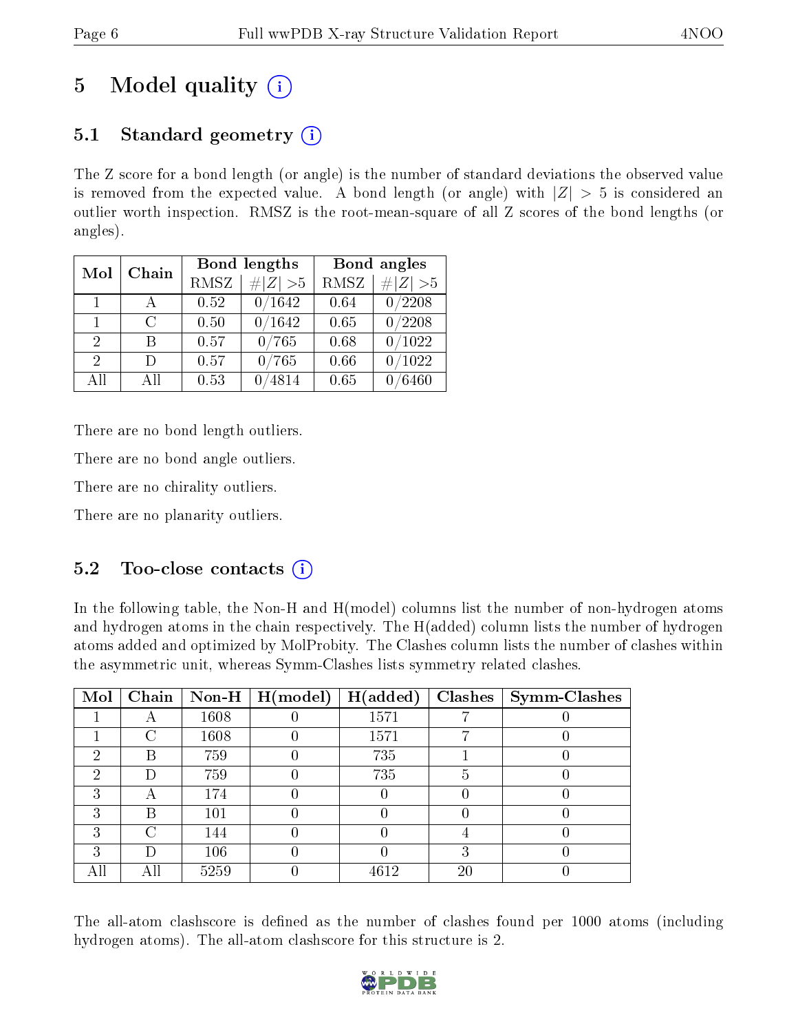# 5 Model quality

## 5.1 Standard geometry

The Z score for a bond length (or angle) is the number of standard deviations the observed value is removed from the expected value. A bond length (or angle) with $|Z| > 5$ is considered an outlier worth inspection. RMSZ is the root-mean-square of all Z scores of the bond lengths (or angles).

| Mol | Chain | Bond lengths | | Bond angles | |
|---|---|---|---|---|---|
| | | RMSZ | $\#\|Z\| > 5$ | RMSZ | $\#\|Z\| > 5$ |
| 1 | A | 0.52 | 0/1642 | 0.64 | 0/2208 |
| 1 | C | 0.50 | 0/1642 | 0.65 | 0/2208 |
| 2 | B | 0.57 | 0/765 | 0.68 | 0/1022 |
| 2 | D | 0.57 | 0/765 | 0.66 | 0/1022 |
| All | All | 0.53 | 0/4814 | 0.65 | 0/6460 |

There are no bond length outliers.

There are no bond angle outliers.

There are no chirality outliers.

There are no planarity outliers.

## 5.2 Too-close contacts

In the following table, the Non-H and H(model) columns list the number of non-hydrogen atoms and hydrogen atoms in the chain respectively. The H(added) column lists the number of hydrogen atoms added and optimized by MolProbity. The Clashes column lists the number of clashes within the asymmetric unit, whereas Symm-Clashes lists symmetry related clashes.

| Mol | Chain | Non-H | H(model) | H(added) | Clashes | Symm-Clashes |
|---|---|---|---|---|---|---|
| 1 | A | 1608 | 0 | 1571 | 7 | 0 |
| 1 | C | 1608 | 0 | 1571 | 7 | 0 |
| 2 | B | 759 | 0 | 735 | 1 | 0 |
| 2 | D | 759 | 0 | 735 | 5 | 0 |
| 3 | A | 174 | 0 | 0 | 0 | 0 |
| 3 | B | 101 | 0 | 0 | 0 | 0 |
| 3 | C | 144 | 0 | 0 | 4 | 0 |
| 3 | D | 106 | 0 | 0 | 3 | 0 |
| All | All | 5259 | 0 | 4612 | 20 | 0 |

The all-atom clashscore is defined as the number of clashes found per 1000 atoms (including hydrogen atoms). The all-atom clashscore for this structure is 2.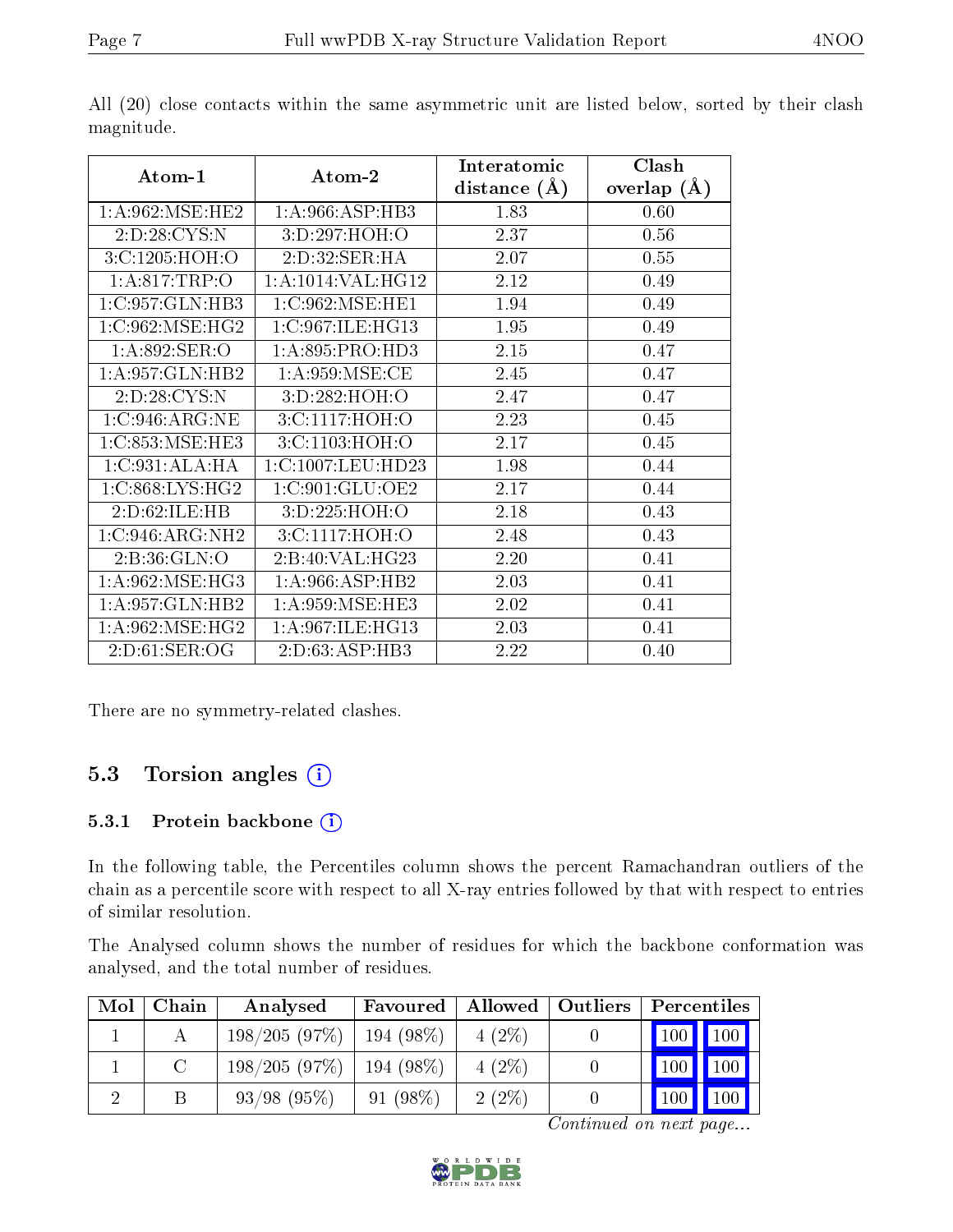All (20) close contacts within the same asymmetric unit are listed below, sorted by their clash magnitude.

| Atom-1 | Atom-2 | Interatomic distance (Å) | Clash overlap (Å) |
|---|---|---|---|
| 1:A:962:MSE:HE2 | 1:A:966:ASP:HB3 | 1.83 | 0.60 |
| 2:D:28:CYS:N | 3:D:297:HOH:O | 2.37 | 0.56 |
| 3:C:1205:HOH:O | 2:D:32:SER:HA | 2.07 | 0.55 |
| 1:A:817:TRP:O | 1:A:1014:VAL:HG12 | 2.12 | 0.49 |
| 1:C:957:GLN:HB3 | 1:C:962:MSE:HE1 | 1.94 | 0.49 |
| 1:C:962:MSE:HG2 | 1:C:967:ILE:HG13 | 1.95 | 0.49 |
| 1:A:892:SER:O | 1:A:895:PRO:HD3 | 2.15 | 0.47 |
| 1:A:957:GLN:HB2 | 1:A:959:MSE:CE | 2.45 | 0.47 |
| 2:D:28:CYS:N | 3:D:282:HOH:O | 2.47 | 0.47 |
| 1:C:946:ARG:NE | 3:C:1117:HOH:O | 2.23 | 0.45 |
| 1:C:853:MSE:HE3 | 3:C:1103:HOH:O | 2.17 | 0.45 |
| 1:C:931:ALA:HA | 1:C:1007:LEU:HD23 | 1.98 | 0.44 |
| 1:C:868:LYS:HG2 | 1:C:901:GLU:OE2 | 2.17 | 0.44 |
| 2:D:62:ILE:HB | 3:D:225:HOH:O | 2.18 | 0.43 |
| 1:C:946:ARG:NH2 | 3:C:1117:HOH:O | 2.48 | 0.43 |
| 2:B:36:GLN:O | 2:B:40:VAL:HG23 | 2.20 | 0.41 |
| 1:A:962:MSE:HG3 | 1:A:966:ASP:HB2 | 2.03 | 0.41 |
| 1:A:957:GLN:HB2 | 1:A:959:MSE:HE3 | 2.02 | 0.41 |
| 1:A:962:MSE:HG2 | 1:A:967:ILE:HG13 | 2.03 | 0.41 |
| 2:D:61:SER:OG | 2:D:63:ASP:HB3 | 2.22 | 0.40 |

There are no symmetry-related clashes.

## 5.3 Torsion angles

### 5.3.1 Protein backbone

In the following table, the Percentiles column shows the percent Ramachandran outliers of the chain as a percentile score with respect to all X-ray entries followed by that with respect to entries of similar resolution.

The Analysed column shows the number of residues for which the backbone conformation was analysed, and the total number of residues.

| Mol | Chain | Analysed | Favoured | Allowed | Outliers | Percentiles | |
|---|---|---|---|---|---|---|---|
| 1 | A | 198/205 (97%) | 194 (98%) | 4 (2%) | 0 | 100 | 100 |
| 1 | C | 198/205 (97%) | 194 (98%) | 4 (2%) | 0 | 100 | 100 |
| 2 | B | 93/98 (95%) | 91 (98%) | 2 (2%) | 0 | 100 | 100 |

*Continued on next page...*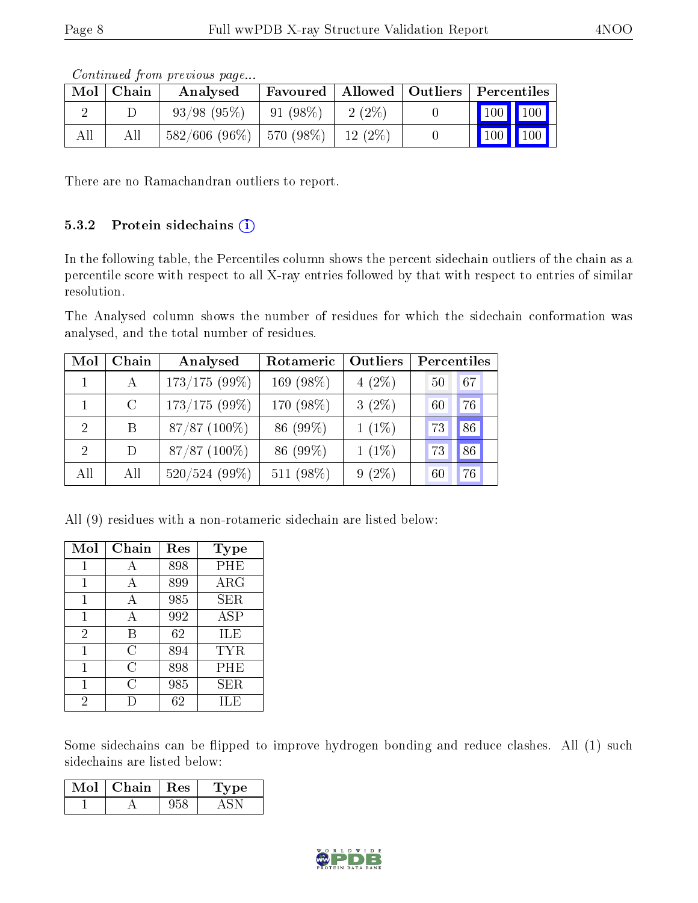*Continued from previous page...*

| Mol | Chain | Analysed | Favoured | Allowed | Outliers | Percentiles | |
|---|---|---|---|---|---|---|---|
| 2 | D | 93/98 (95%) | 91 (98%) | 2 (2%) | 0 | 100 | 100 |
| All | All | 582/606 (96%) | 570 (98%) | 12 (2%) | 0 | 100 | 100 |

There are no Ramachandran outliers to report.

### 5.3.2 Protein sidechains (i)

In the following table, the Percentiles column shows the percent sidechain outliers of the chain as a percentile score with respect to all X-ray entries followed by that with respect to entries of similar resolution.

The Analysed column shows the number of residues for which the sidechain conformation was analysed, and the total number of residues.

| Mol | Chain | Analysed | Rotameric | Outliers | Percentiles | |
|---|---|---|---|---|---|---|
| 1 | A | 173/175 (99%) | 169 (98%) | 4 (2%) | 50 | 67 |
| 1 | C | 173/175 (99%) | 170 (98%) | 3 (2%) | 60 | 76 |
| 2 | B | 87/87 (100%) | 86 (99%) | 1 (1%) | 73 | 86 |
| 2 | D | 87/87 (100%) | 86 (99%) | 1 (1%) | 73 | 86 |
| All | All | 520/524 (99%) | 511 (98%) | 9 (2%) | 60 | 76 |

All (9) residues with a non-rotameric sidechain are listed below:

| Mol | Chain | Res | Type |
|---|---|---|---|
| 1 | A | 898 | PHE |
| 1 | A | 899 | ARG |
| 1 | A | 985 | SER |
| 1 | A | 992 | ASP |
| 2 | B | 62 | ILE |
| 1 | C | 894 | TYR |
| 1 | C | 898 | PHE |
| 1 | C | 985 | SER |
| 2 | D | 62 | ILE |

Some sidechains can be flipped to improve hydrogen bonding and reduce clashes. All (1) such sidechains are listed below:

| Mol | Chain | Res | Type |
|---|---|---|---|
| 1 | A | 958 | ASN |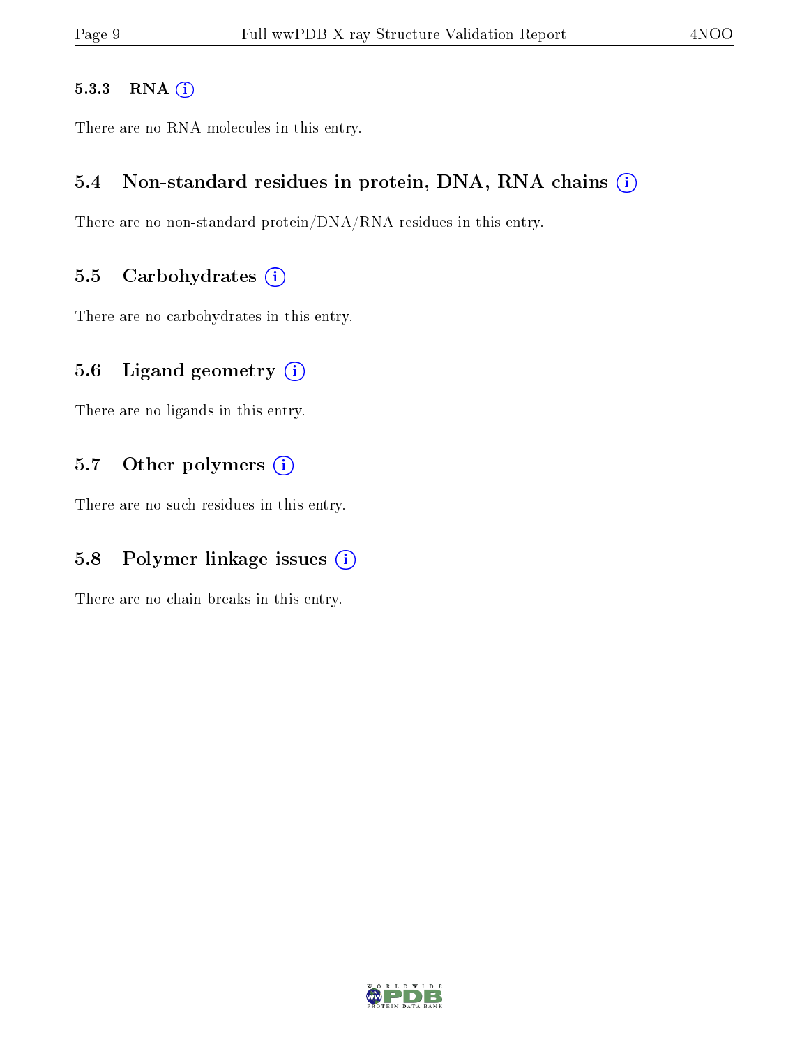#### 5.3.3 RNA

There are no RNA molecules in this entry.

### 5.4 Non-standard residues in protein, DNA, RNA chains

There are no non-standard protein/DNA/RNA residues in this entry.

### 5.5 Carbohydrates

There are no carbohydrates in this entry.

### 5.6 Ligand geometry

There are no ligands in this entry.

### 5.7 Other polymers

There are no such residues in this entry.

### 5.8 Polymer linkage issues

There are no chain breaks in this entry.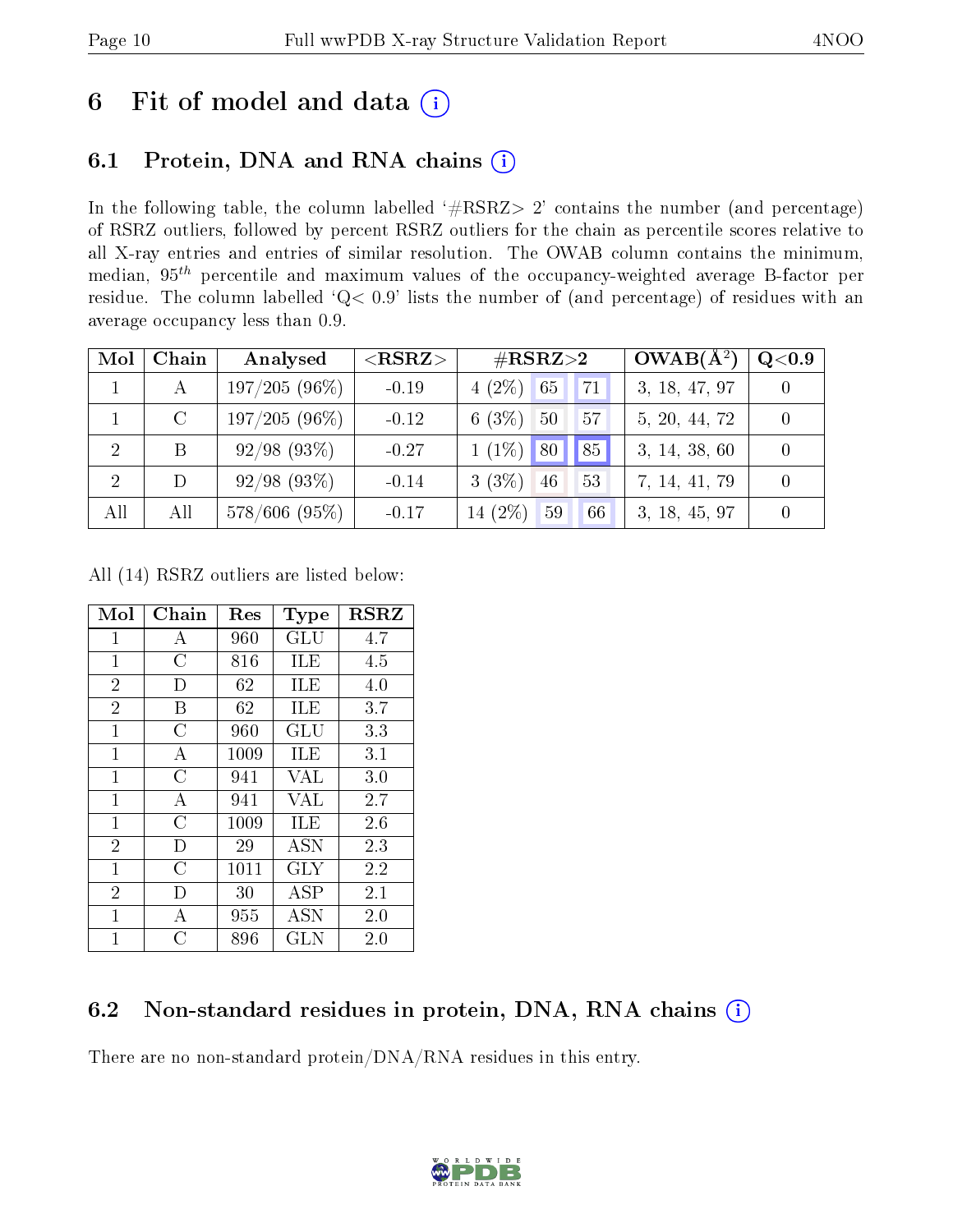# 6 Fit of model and data

## 6.1 Protein, DNA and RNA chains

In the following table, the column labelled '#RSRZ> 2' contains the number (and percentage) of RSRZ outliers, followed by percent RSRZ outliers for the chain as percentile scores relative to all X-ray entries and entries of similar resolution. The OWAB column contains the minimum, median, $95^{th}$ percentile and maximum values of the occupancy-weighted average B-factor per residue. The column labelled 'Q< 0.9' lists the number of (and percentage) of residues with an average occupancy less than 0.9.

| Mol | Chain | Analysed | <RSRZ> | #RSRZ>2 | | | OWAB(Å$^2$) | Q<0.9 |
|---|---|---|---|---|---|---|---|---|
| 1 | A | 197/205 (96%) | -0.19 | 4 (2%) | 65 | 71 | 3, 18, 47, 97 | 0 |
| 1 | C | 197/205 (96%) | -0.12 | 6 (3%) | 50 | 57 | 5, 20, 44, 72 | 0 |
| 2 | B | 92/98 (93%) | -0.27 | 1 (1%) | 80 | 85 | 3, 14, 38, 60 | 0 |
| 2 | D | 92/98 (93%) | -0.14 | 3 (3%) | 46 | 53 | 7, 14, 41, 79 | 0 |
| All | All | 578/606 (95%) | -0.17 | 14 (2%) | 59 | 66 | 3, 18, 45, 97 | 0 |

All (14) RSRZ outliers are listed below:

| Mol | Chain | Res | Type | RSRZ |
|---|---|---|---|---|
| 1 | A | 960 | GLU | 4.7 |
| 1 | C | 816 | ILE | 4.5 |
| 2 | D | 62 | ILE | 4.0 |
| 2 | B | 62 | ILE | 3.7 |
| 1 | C | 960 | GLU | 3.3 |
| 1 | A | 1009 | ILE | 3.1 |
| 1 | C | 941 | VAL | 3.0 |
| 1 | A | 941 | VAL | 2.7 |
| 1 | C | 1009 | ILE | 2.6 |
| 2 | D | 29 | ASN | 2.3 |
| 1 | C | 1011 | GLY | 2.2 |
| 2 | D | 30 | ASP | 2.1 |
| 1 | A | 955 | ASN | 2.0 |
| 1 | C | 896 | GLN | 2.0 |

## 6.2 Non-standard residues in protein, DNA, RNA chains

There are no non-standard protein/DNA/RNA residues in this entry.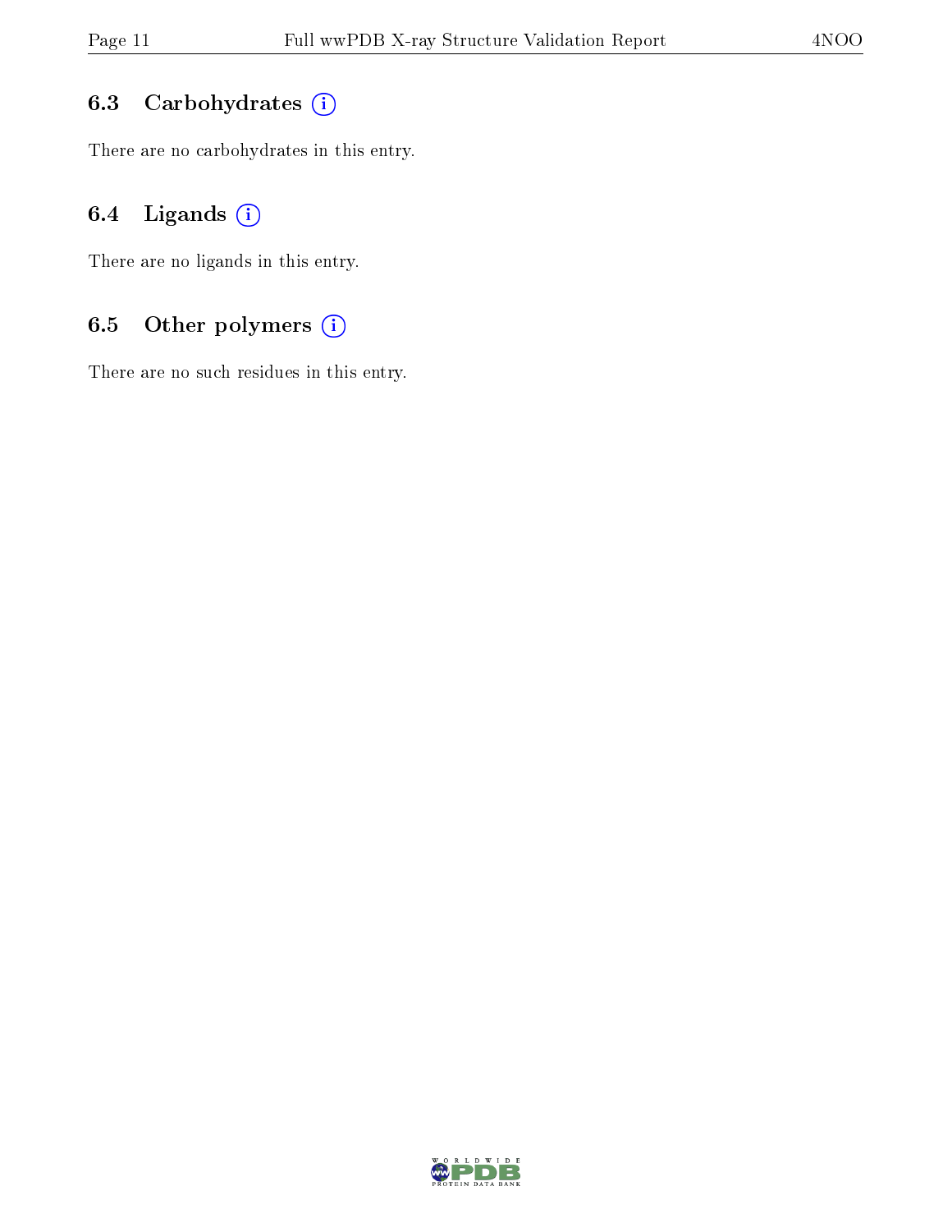### 6.3 Carbohydrates

There are no carbohydrates in this entry.

### 6.4 Ligands

There are no ligands in this entry.

### 6.5 Other polymers

There are no such residues in this entry.